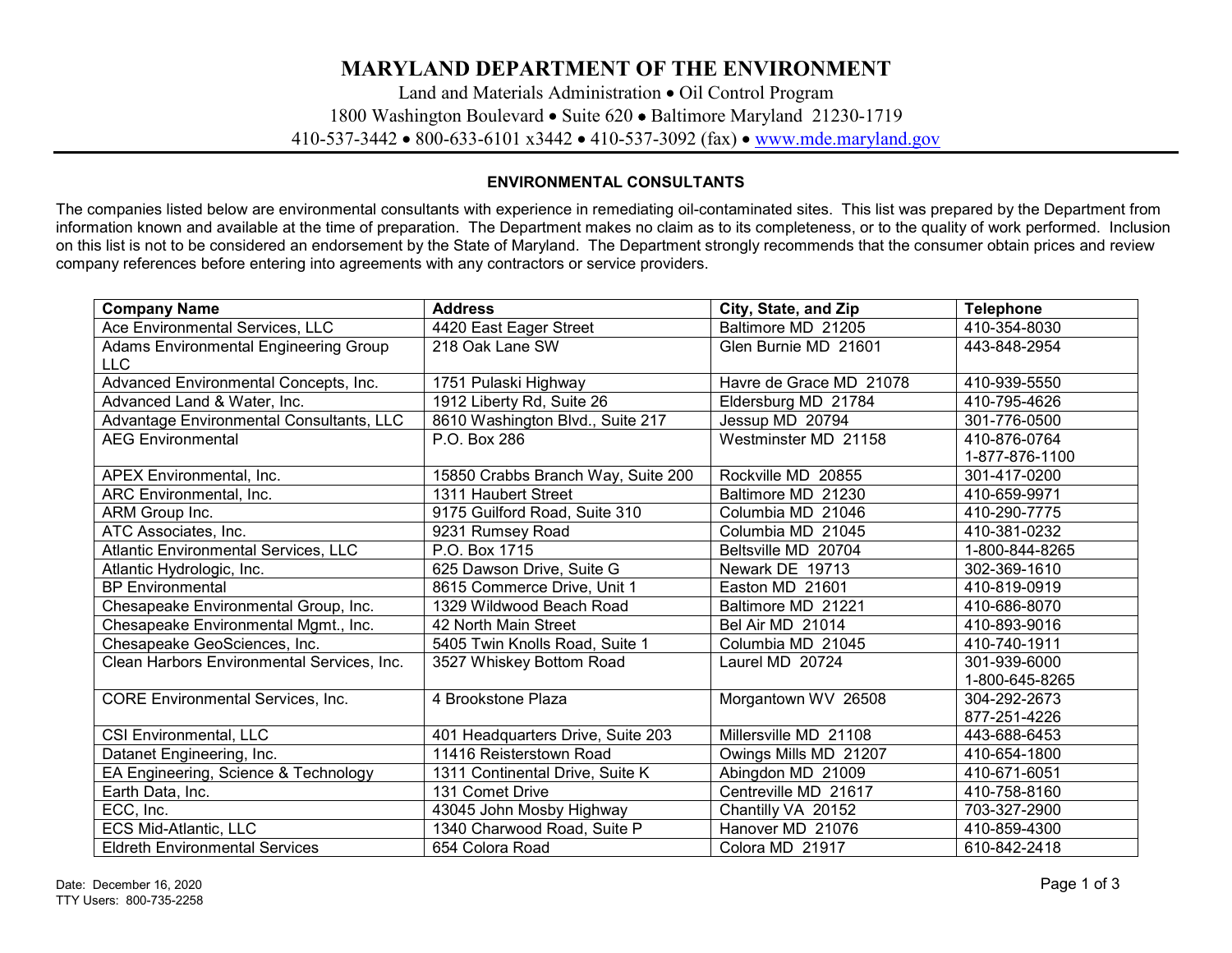# MARYLAND DEPARTMENT OF THE ENVIRONMENT

Land and Materials Administration • Oil Control Program

1800 Washington Boulevard • Suite 620 • Baltimore Maryland 21230-1719

410-537-3442 • 800-633-6101 x3442 • 410-537-3092 (fax) • www.mde.maryland.gov

## ENVIRONMENTAL CONSULTANTS

The companies listed below are environmental consultants with experience in remediating oil-contaminated sites. This list was prepared by the Department from information known and available at the time of preparation. The Department makes no claim as to its completeness, or to the quality of work performed. Inclusion on this list is not to be considered an endorsement by the State of Maryland. The Department strongly recommends that the consumer obtain prices and review company references before entering into agreements with any contractors or service providers.

| Company Name | Address | City, State, and Zip | Telephone |
|---|---|---|---|
| Ace Environmental Services, LLC | 4420 East Eager Street | Baltimore MD 21205 | 410-354-8030 |
| Adams Environmental Engineering Group LLC | 218 Oak Lane SW | Glen Burnie MD 21601 | 443-848-2954 |
| Advanced Environmental Concepts, Inc. | 1751 Pulaski Highway | Havre de Grace MD 21078 | 410-939-5550 |
| Advanced Land & Water, Inc. | 1912 Liberty Rd, Suite 26 | Eldersburg MD 21784 | 410-795-4626 |
| Advantage Environmental Consultants, LLC | 8610 Washington Blvd., Suite 217 | Jessup MD 20794 | 301-776-0500 |
| AEG Environmental | P.O. Box 286 | Westminster MD 21158 | 410-876-0764<br>1-877-876-1100 |
| APEX Environmental, Inc. | 15850 Crabbs Branch Way, Suite 200 | Rockville MD 20855 | 301-417-0200 |
| ARC Environmental, Inc. | 1311 Haubert Street | Baltimore MD 21230 | 410-659-9971 |
| ARM Group Inc. | 9175 Guilford Road, Suite 310 | Columbia MD 21046 | 410-290-7775 |
| ATC Associates, Inc. | 9231 Rumsey Road | Columbia MD 21045 | 410-381-0232 |
| Atlantic Environmental Services, LLC | P.O. Box 1715 | Beltsville MD 20704 | 1-800-844-8265 |
| Atlantic Hydrologic, Inc. | 625 Dawson Drive, Suite G | Newark DE 19713 | 302-369-1610 |
| BP Environmental | 8615 Commerce Drive, Unit 1 | Easton MD 21601 | 410-819-0919 |
| Chesapeake Environmental Group, Inc. | 1329 Wildwood Beach Road | Baltimore MD 21221 | 410-686-8070 |
| Chesapeake Environmental Mgmt., Inc. | 42 North Main Street | Bel Air MD 21014 | 410-893-9016 |
| Chesapeake GeoSciences, Inc. | 5405 Twin Knolls Road, Suite 1 | Columbia MD 21045 | 410-740-1911 |
| Clean Harbors Environmental Services, Inc. | 3527 Whiskey Bottom Road | Laurel MD 20724 | 301-939-6000<br>1-800-645-8265 |
| CORE Environmental Services, Inc. | 4 Brookstone Plaza | Morgantown WV 26508 | 304-292-2673<br>877-251-4226 |
| CSI Environmental, LLC | 401 Headquarters Drive, Suite 203 | Millersville MD 21108 | 443-688-6453 |
| Datanet Engineering, Inc. | 11416 Reisterstown Road | Owings Mills MD 21207 | 410-654-1800 |
| EA Engineering, Science & Technology | 1311 Continental Drive, Suite K | Abingdon MD 21009 | 410-671-6051 |
| Earth Data, Inc. | 131 Comet Drive | Centreville MD 21617 | 410-758-8160 |
| ECC, Inc. | 43045 John Mosby Highway | Chantilly VA 20152 | 703-327-2900 |
| ECS Mid-Atlantic, LLC | 1340 Charwood Road, Suite P | Hanover MD 21076 | 410-859-4300 |
| Eldreth Environmental Services | 654 Colora Road | Colora MD 21917 | 610-842-2418 |

Date: December 16, 2020
TTY Users: 800-735-2258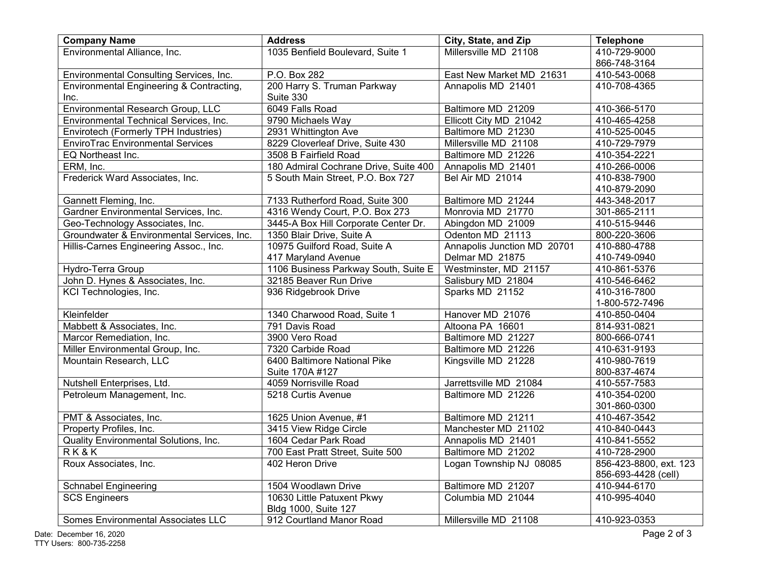| Company Name | Address | City, State, and Zip | Telephone |
|---|---|---|---|
| Environmental Alliance, Inc. | 1035 Benfield Boulevard, Suite 1 | Millersville MD 21108 | 410-729-9000<br>866-748-3164 |
| Environmental Consulting Services, Inc. | P.O. Box 282 | East New Market MD 21631 | 410-543-0068 |
| Environmental Engineering & Contracting, Inc. | 200 Harry S. Truman Parkway<br>Suite 330 | Annapolis MD 21401 | 410-708-4365 |
| Environmental Research Group, LLC | 6049 Falls Road | Baltimore MD 21209 | 410-366-5170 |
| Environmental Technical Services, Inc. | 9790 Michaels Way | Ellicott City MD 21042 | 410-465-4258 |
| Envirotech (Formerly TPH Industries) | 2931 Whittington Ave | Baltimore MD 21230 | 410-525-0045 |
| EnviroTrac Environmental Services | 8229 Cloverleaf Drive, Suite 430 | Millersville MD 21108 | 410-729-7979 |
| EQ Northeast Inc. | 3508 B Fairfield Road | Baltimore MD 21226 | 410-354-2221 |
| ERM, Inc. | 180 Admiral Cochrane Drive, Suite 400 | Annapolis MD 21401 | 410-266-0006 |
| Frederick Ward Associates, Inc. | 5 South Main Street, P.O. Box 727 | Bel Air MD 21014 | 410-838-7900<br>410-879-2090 |
| Gannett Fleming, Inc. | 7133 Rutherford Road, Suite 300 | Baltimore MD 21244 | 443-348-2017 |
| Gardner Environmental Services, Inc. | 4316 Wendy Court, P.O. Box 273 | Monrovia MD 21770 | 301-865-2111 |
| Geo-Technology Associates, Inc. | 3445-A Box Hill Corporate Center Dr. | Abingdon MD 21009 | 410-515-9446 |
| Groundwater & Environmental Services, Inc. | 1350 Blair Drive, Suite A | Odenton MD 21113 | 800-220-3606 |
| Hillis-Carnes Engineering Assoc., Inc. | 10975 Guilford Road, Suite A<br>417 Maryland Avenue | Annapolis Junction MD 20701<br>Delmar MD 21875 | 410-880-4788<br>410-749-0940 |
| Hydro-Terra Group | 1106 Business Parkway South, Suite E | Westminster, MD 21157 | 410-861-5376 |
| John D. Hynes & Associates, Inc. | 32185 Beaver Run Drive | Salisbury MD 21804 | 410-546-6462 |
| KCI Technologies, Inc. | 936 Ridgebrook Drive | Sparks MD 21152 | 410-316-7800<br>1-800-572-7496 |
| Kleinfelder | 1340 Charwood Road, Suite 1 | Hanover MD 21076 | 410-850-0404 |
| Mabbett & Associates, Inc. | 791 Davis Road | Altoona PA 16601 | 814-931-0821 |
| Marcor Remediation, Inc. | 3900 Vero Road | Baltimore MD 21227 | 800-666-0741 |
| Miller Environmental Group, Inc. | 7320 Carbide Road | Baltimore MD 21226 | 410-631-9193 |
| Mountain Research, LLC | 6400 Baltimore National Pike<br>Suite 170A #127 | Kingsville MD 21228 | 410-980-7619<br>800-837-4674 |
| Nutshell Enterprises, Ltd. | 4059 Norrisville Road | Jarrettsville MD 21084 | 410-557-7583 |
| Petroleum Management, Inc. | 5218 Curtis Avenue | Baltimore MD 21226 | 410-354-0200<br>301-860-0300 |
| PMT & Associates, Inc. | 1625 Union Avenue, #1 | Baltimore MD 21211 | 410-467-3542 |
| Property Profiles, Inc. | 3415 View Ridge Circle | Manchester MD 21102 | 410-840-0443 |
| Quality Environmental Solutions, Inc. | 1604 Cedar Park Road | Annapolis MD 21401 | 410-841-5552 |
| R K & K | 700 East Pratt Street, Suite 500 | Baltimore MD 21202 | 410-728-2900 |
| Roux Associates, Inc. | 402 Heron Drive | Logan Township NJ 08085 | 856-423-8800, ext. 123<br>856-693-4428 (cell) |
| Schnabel Engineering | 1504 Woodlawn Drive | Baltimore MD 21207 | 410-944-6170 |
| SCS Engineers | 10630 Little Patuxent Pkwy<br>Bldg 1000, Suite 127 | Columbia MD 21044 | 410-995-4040 |
| Somes Environmental Associates LLC | 912 Courtland Manor Road | Millersville MD 21108 | 410-923-0353 |

Date: December 16, 2020
TTY Users: 800-735-2258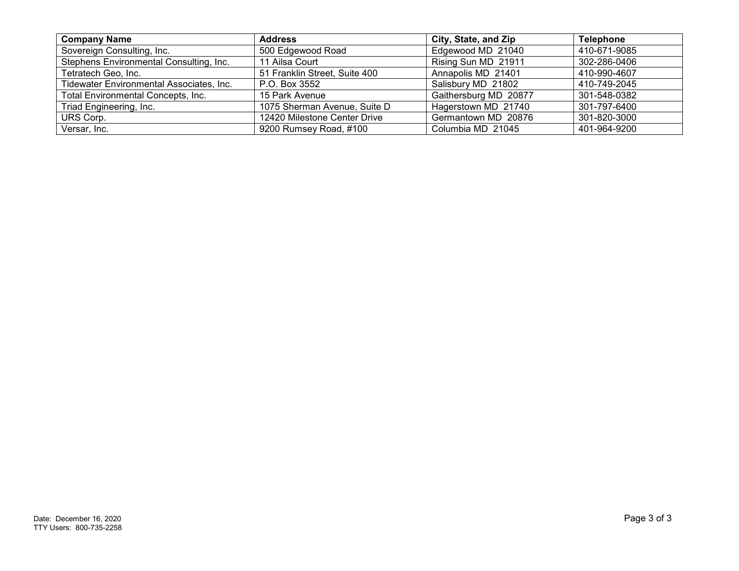| Company Name | Address | City, State, and Zip | Telephone |
|---|---|---|---|
| Sovereign Consulting, Inc. | 500 Edgewood Road | Edgewood MD 21040 | 410-671-9085 |
| Stephens Environmental Consulting, Inc. | 11 Ailsa Court | Rising Sun MD 21911 | 302-286-0406 |
| Tetratech Geo, Inc. | 51 Franklin Street, Suite 400 | Annapolis MD 21401 | 410-990-4607 |
| Tidewater Environmental Associates, Inc. | P.O. Box 3552 | Salisbury MD 21802 | 410-749-2045 |
| Total Environmental Concepts, Inc. | 15 Park Avenue | Gaithersburg MD 20877 | 301-548-0382 |
| Triad Engineering, Inc. | 1075 Sherman Avenue, Suite D | Hagerstown MD 21740 | 301-797-6400 |
| URS Corp. | 12420 Milestone Center Drive | Germantown MD 20876 | 301-820-3000 |
| Versar, Inc. | 9200 Rumsey Road, #100 | Columbia MD 21045 | 401-964-9200 |